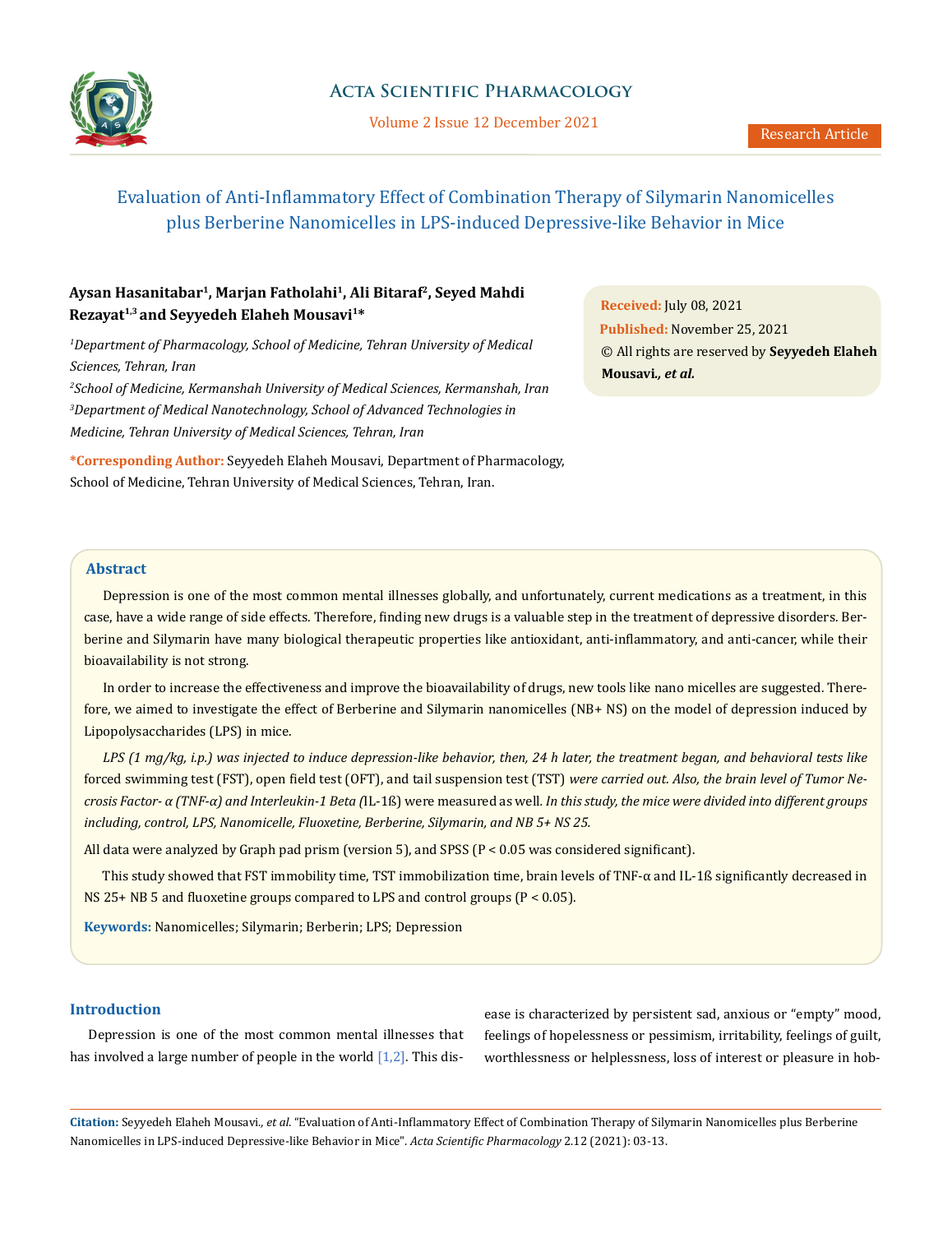# Evaluation of Anti-Inflammatory Effect of Combination Therapy of Silymarin Nanomicelles plus Berberine Nanomicelles in LPS-induced Depressive-like Behavior in Mice

**Aysan Hasanitabar[1], Marjan Fatholahi[1], Ali Bitaraf[2], Seyed Mahdi Rezayat[1,3] and Seyyedeh Elaheh Mousavi[1]***

*[1]Department of Pharmacology, School of Medicine, Tehran University of Medical Sciences, Tehran, Iran*

*[2]School of Medicine, Kermanshah University of Medical Sciences, Kermanshah, Iran*

*[3]Department of Medical Nanotechnology, School of Advanced Technologies in Medicine, Tehran University of Medical Sciences, Tehran, Iran*

**\*Corresponding Author:** Seyyedeh Elaheh Mousavi, Department of Pharmacology, School of Medicine, Tehran University of Medical Sciences, Tehran, Iran.

**Received:** July 08, 2021
**Published:** November 25, 2021
© All rights are reserved by **Seyyedeh Elaheh Mousavi., *et al.***

## Abstract

Depression is one of the most common mental illnesses globally, and unfortunately, current medications as a treatment, in this case, have a wide range of side effects. Therefore, finding new drugs is a valuable step in the treatment of depressive disorders. Berberine and Silymarin have many biological therapeutic properties like antioxidant, anti-inflammatory, and anti-cancer, while their bioavailability is not strong.

In order to increase the effectiveness and improve the bioavailability of drugs, new tools like nano micelles are suggested. Therefore, we aimed to investigate the effect of Berberine and Silymarin nanomicelles (NB+ NS) on the model of depression induced by Lipopolysaccharides (LPS) in mice.

*LPS (1 mg/kg, i.p.) was injected to induce depression-like behavior, then, 24 h later, the treatment began, and behavioral tests like* forced swimming test (FST), open field test (OFT), and tail suspension test (TST) *were carried out. Also, the brain level of Tumor Necrosis Factor- α (TNF-α) and Interleukin-1 Beta (*IL-1ß) were measured as well. *In this study, the mice were divided into different groups including, control, LPS, Nanomicelle, Fluoxetine, Berberine, Silymarin, and NB 5+ NS 25.*

All data were analyzed by Graph pad prism (version 5), and SPSS ($P < 0.05$ was considered significant).

This study showed that FST immobility time, TST immobilization time, brain levels of TNF-α and IL-1ß significantly decreased in NS 25+ NB 5 and fluoxetine groups compared to LPS and control groups ($P < 0.05$).

**Keywords:** Nanomicelles; Silymarin; Berberin; LPS; Depression

## Introduction

Depression is one of the most common mental illnesses that has involved a large number of people in the world [1,2]. This disease is characterized by persistent sad, anxious or "empty" mood, feelings of hopelessness or pessimism, irritability, feelings of guilt, worthlessness or helplessness, loss of interest or pleasure in hob-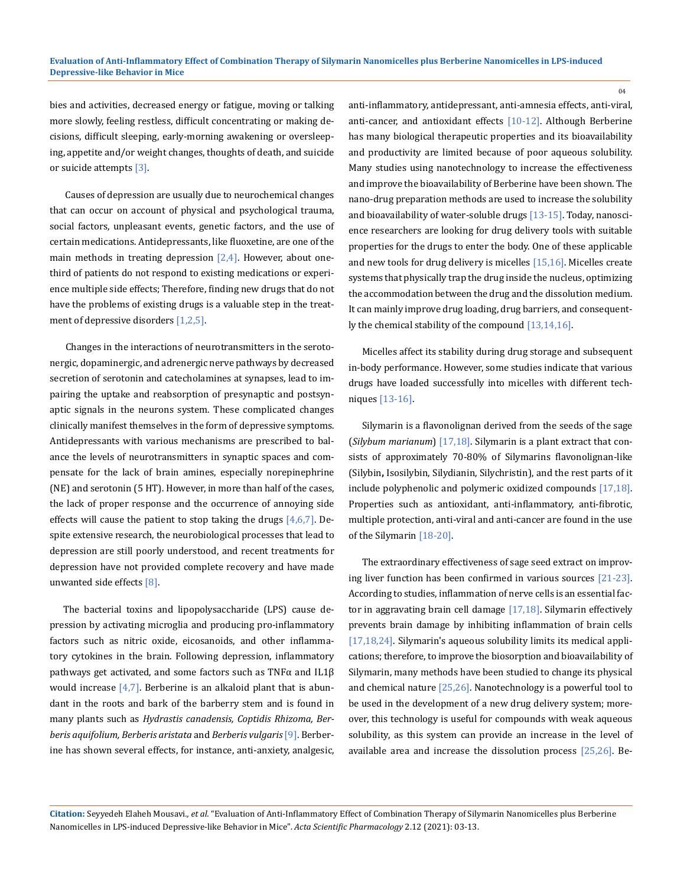bies and activities, decreased energy or fatigue, moving or talking more slowly, feeling restless, difficult concentrating or making decisions, difficult sleeping, early-morning awakening or oversleeping, appetite and/or weight changes, thoughts of death, and suicide or suicide attempts [3].

Causes of depression are usually due to neurochemical changes that can occur on account of physical and psychological trauma, social factors, unpleasant events, genetic factors, and the use of certain medications. Antidepressants, like fluoxetine, are one of the main methods in treating depression [2,4]. However, about one-third of patients do not respond to existing medications or experience multiple side effects; Therefore, finding new drugs that do not have the problems of existing drugs is a valuable step in the treatment of depressive disorders [1,2,5].

Changes in the interactions of neurotransmitters in the serotonergic, dopaminergic, and adrenergic nerve pathways by decreased secretion of serotonin and catecholamines at synapses, lead to impairing the uptake and reabsorption of presynaptic and postsynaptic signals in the neurons system. These complicated changes clinically manifest themselves in the form of depressive symptoms. Antidepressants with various mechanisms are prescribed to balance the levels of neurotransmitters in synaptic spaces and compensate for the lack of brain amines, especially norepinephrine (NE) and serotonin (5 HT). However, in more than half of the cases, the lack of proper response and the occurrence of annoying side effects will cause the patient to stop taking the drugs [4,6,7]. Despite extensive research, the neurobiological processes that lead to depression are still poorly understood, and recent treatments for depression have not provided complete recovery and have made unwanted side effects [8].

The bacterial toxins and lipopolysaccharide (LPS) cause depression by activating microglia and producing pro-inflammatory factors such as nitric oxide, eicosanoids, and other inflammatory cytokines in the brain. Following depression, inflammatory pathways get activated, and some factors such as TNFα and IL1β would increase [4,7]. Berberine is an alkaloid plant that is abundant in the roots and bark of the barberry stem and is found in many plants such as *Hydrastis canadensis, Coptidis Rhizoma, Berberis aquifolium, Berberis aristata* and *Berberis vulgaris* [9]. Berberine has shown several effects, for instance, anti-anxiety, analgesic, anti-inflammatory, antidepressant, anti-amnesia effects, anti-viral, anti-cancer, and antioxidant effects [10-12]. Although Berberine has many biological therapeutic properties and its bioavailability and productivity are limited because of poor aqueous solubility. Many studies using nanotechnology to increase the effectiveness and improve the bioavailability of Berberine have been shown. The nano-drug preparation methods are used to increase the solubility and bioavailability of water-soluble drugs [13-15]. Today, nanoscience researchers are looking for drug delivery tools with suitable properties for the drugs to enter the body. One of these applicable and new tools for drug delivery is micelles [15,16]. Micelles create systems that physically trap the drug inside the nucleus, optimizing the accommodation between the drug and the dissolution medium. It can mainly improve drug loading, drug barriers, and consequently the chemical stability of the compound [13,14,16].

Micelles affect its stability during drug storage and subsequent in-body performance. However, some studies indicate that various drugs have loaded successfully into micelles with different techniques [13-16].

Silymarin is a flavonolignan derived from the seeds of the sage (*Silybum marianum*) [17,18]. Silymarin is a plant extract that consists of approximately 70-80% of Silymarins flavonolignan-like (Silybin**,** Isosilybin, Silydianin, Silychristin), and the rest parts of it include polyphenolic and polymeric oxidized compounds [17,18]. Properties such as antioxidant, anti-inflammatory, anti-fibrotic, multiple protection, anti-viral and anti-cancer are found in the use of the Silymarin [18-20].

The extraordinary effectiveness of sage seed extract on improving liver function has been confirmed in various sources [21-23]. According to studies, inflammation of nerve cells is an essential factor in aggravating brain cell damage [17,18]. Silymarin effectively prevents brain damage by inhibiting inflammation of brain cells [17,18,24]. Silymarin's aqueous solubility limits its medical applications; therefore, to improve the biosorption and bioavailability of Silymarin, many methods have been studied to change its physical and chemical nature [25,26]. Nanotechnology is a powerful tool to be used in the development of a new drug delivery system; moreover, this technology is useful for compounds with weak aqueous solubility, as this system can provide an increase in the level of available area and increase the dissolution process [25,26]. Be-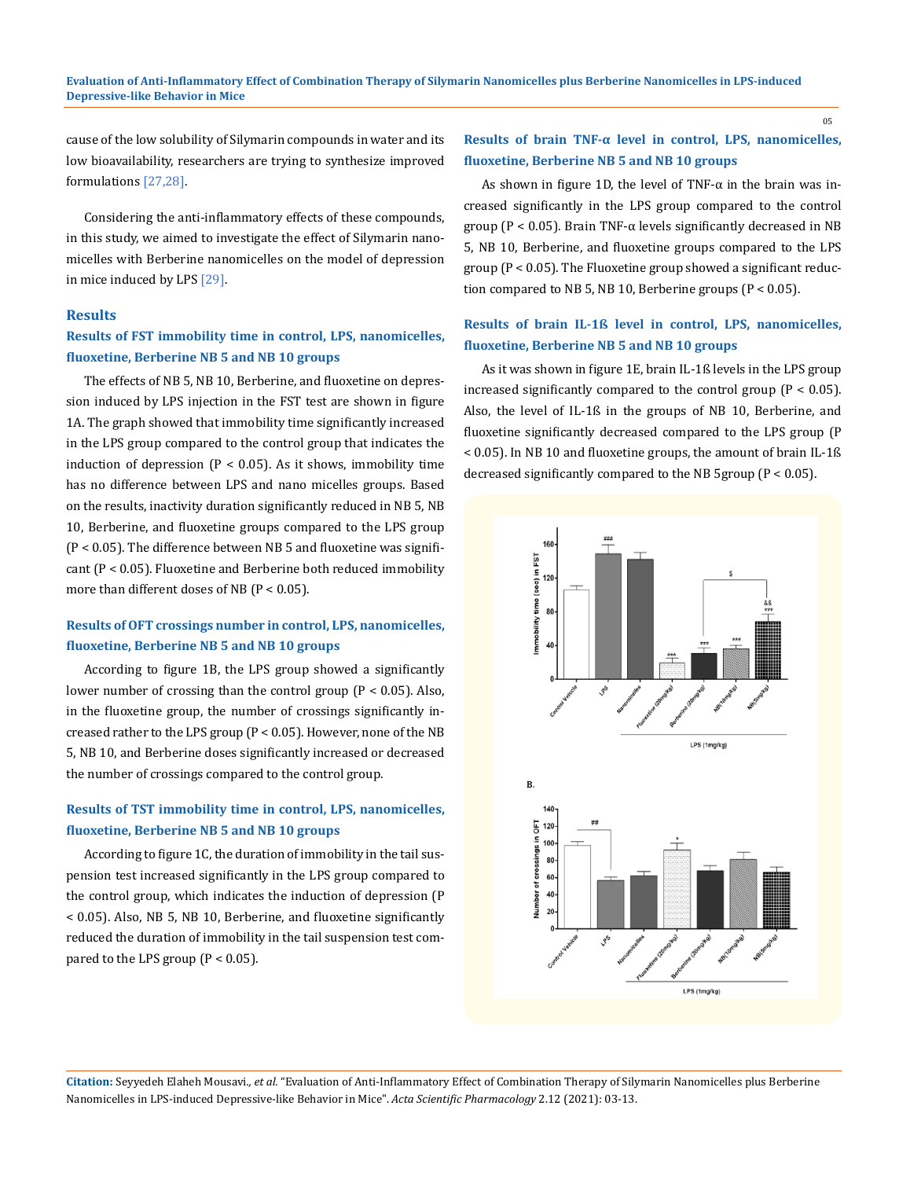cause of the low solubility of Silymarin compounds in water and its low bioavailability, researchers are trying to synthesize improved formulations [27,28].

Considering the anti-inflammatory effects of these compounds, in this study, we aimed to investigate the effect of Silymarin nanomicelles with Berberine nanomicelles on the model of depression in mice induced by LPS [29].

## Results

### Results of FST immobility time in control, LPS, nanomicelles, fluoxetine, Berberine NB 5 and NB 10 groups

The effects of NB 5, NB 10, Berberine, and fluoxetine on depression induced by LPS injection in the FST test are shown in figure 1A. The graph showed that immobility time significantly increased in the LPS group compared to the control group that indicates the induction of depression ($P < 0.05$). As it shows, immobility time has no difference between LPS and nano micelles groups. Based on the results, inactivity duration significantly reduced in NB 5, NB 10, Berberine, and fluoxetine groups compared to the LPS group ($P < 0.05$). The difference between NB 5 and fluoxetine was significant ($P < 0.05$). Fluoxetine and Berberine both reduced immobility more than different doses of NB ($P < 0.05$).

### Results of OFT crossings number in control, LPS, nanomicelles, fluoxetine, Berberine NB 5 and NB 10 groups

According to figure 1B, the LPS group showed a significantly lower number of crossing than the control group ($P < 0.05$). Also, in the fluoxetine group, the number of crossings significantly increased rather to the LPS group ($P < 0.05$). However, none of the NB 5, NB 10, and Berberine doses significantly increased or decreased the number of crossings compared to the control group.

### Results of TST immobility time in control, LPS, nanomicelles, fluoxetine, Berberine NB 5 and NB 10 groups

According to figure 1C, the duration of immobility in the tail suspension test increased significantly in the LPS group compared to the control group, which indicates the induction of depression ($P < 0.05$). Also, NB 5, NB 10, Berberine, and fluoxetine significantly reduced the duration of immobility in the tail suspension test compared to the LPS group ($P < 0.05$).

### Results of brain TNF-α level in control, LPS, nanomicelles, fluoxetine, Berberine NB 5 and NB 10 groups

As shown in figure 1D, the level of TNF-α in the brain was increased significantly in the LPS group compared to the control group ($P < 0.05$). Brain TNF-α levels significantly decreased in NB 5, NB 10, Berberine, and fluoxetine groups compared to the LPS group ($P < 0.05$). The Fluoxetine group showed a significant reduction compared to NB 5, NB 10, Berberine groups ($P < 0.05$).

### Results of brain IL-1ß level in control, LPS, nanomicelles, fluoxetine, Berberine NB 5 and NB 10 groups

As it was shown in figure 1E, brain IL-1ß levels in the LPS group increased significantly compared to the control group ($P < 0.05$). Also, the level of IL-1ß in the groups of NB 10, Berberine, and fluoxetine significantly decreased compared to the LPS group ($P < 0.05$). In NB 10 and fluoxetine groups, the amount of brain IL-1ß decreased significantly compared to the NB 5group ($P < 0.05$).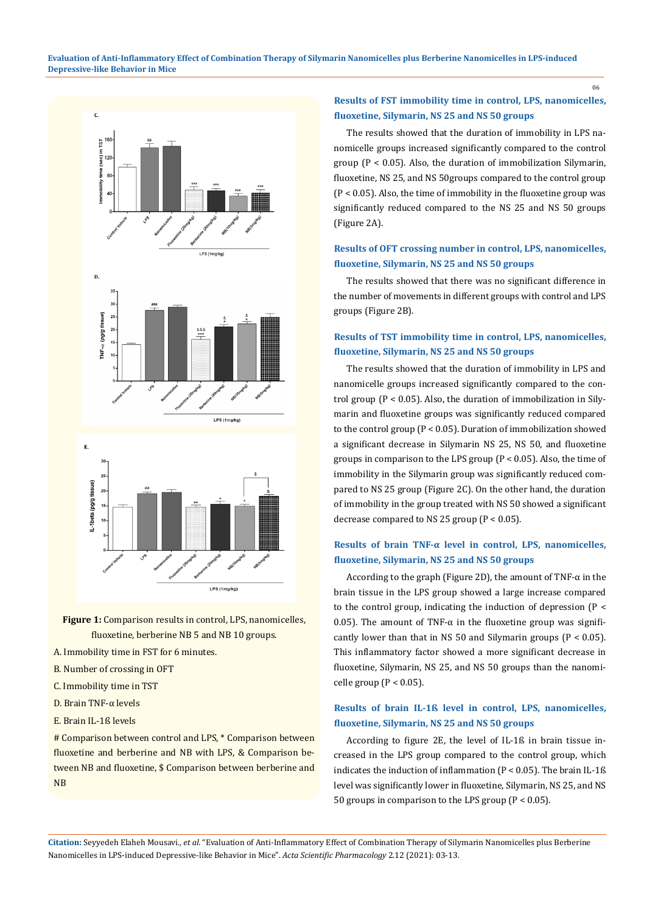**Figure 1:** Comparison results in control, LPS, nanomicelles, fluoxetine, berberine NB 5 and NB 10 groups.

A. Immobility time in FST for 6 minutes.

B. Number of crossing in OFT

C. Immobility time in TST

D. Brain TNF-α levels

E. Brain IL-1ß levels

# Comparison between control and LPS, * Comparison between fluoxetine and berberine and NB with LPS, & Comparison between NB and fluoxetine, $ Comparison between berberine and NB

### Results of FST immobility time in control, LPS, nanomicelles, fluoxetine, Silymarin, NS 25 and NS 50 groups

The results showed that the duration of immobility in LPS nanomicelle groups increased significantly compared to the control group ($P < 0.05$). Also, the duration of immobilization Silymarin, fluoxetine, NS 25, and NS 50groups compared to the control group ($P < 0.05$). Also, the time of immobility in the fluoxetine group was significantly reduced compared to the NS 25 and NS 50 groups (Figure 2A).

### Results of OFT crossing number in control, LPS, nanomicelles, fluoxetine, Silymarin, NS 25 and NS 50 groups

The results showed that there was no significant difference in the number of movements in different groups with control and LPS groups (Figure 2B).

### Results of TST immobility time in control, LPS, nanomicelles, fluoxetine, Silymarin, NS 25 and NS 50 groups

The results showed that the duration of immobility in LPS and nanomicelle groups increased significantly compared to the control group ($P < 0.05$). Also, the duration of immobilization in Silymarin and fluoxetine groups was significantly reduced compared to the control group ($P < 0.05$). Duration of immobilization showed a significant decrease in Silymarin NS 25, NS 50, and fluoxetine groups in comparison to the LPS group ($P < 0.05$). Also, the time of immobility in the Silymarin group was significantly reduced compared to NS 25 group (Figure 2C). On the other hand, the duration of immobility in the group treated with NS 50 showed a significant decrease compared to NS 25 group ($P < 0.05$).

### Results of brain TNF-α level in control, LPS, nanomicelles, fluoxetine, Silymarin, NS 25 and NS 50 groups

According to the graph (Figure 2D), the amount of TNF-α in the brain tissue in the LPS group showed a large increase compared to the control group, indicating the induction of depression ($P < 0.05$). The amount of TNF-α in the fluoxetine group was significantly lower than that in NS 50 and Silymarin groups ($P < 0.05$). This inflammatory factor showed a more significant decrease in fluoxetine, Silymarin, NS 25, and NS 50 groups than the nanomicelle group ($P < 0.05$).

### Results of brain IL-1ß level in control, LPS, nanomicelles, fluoxetine, Silymarin, NS 25 and NS 50 groups

According to figure 2E, the level of IL-1ß in brain tissue increased in the LPS group compared to the control group, which indicates the induction of inflammation ($P < 0.05$). The brain IL-1ß level was significantly lower in fluoxetine, Silymarin, NS 25, and NS 50 groups in comparison to the LPS group ($P < 0.05$).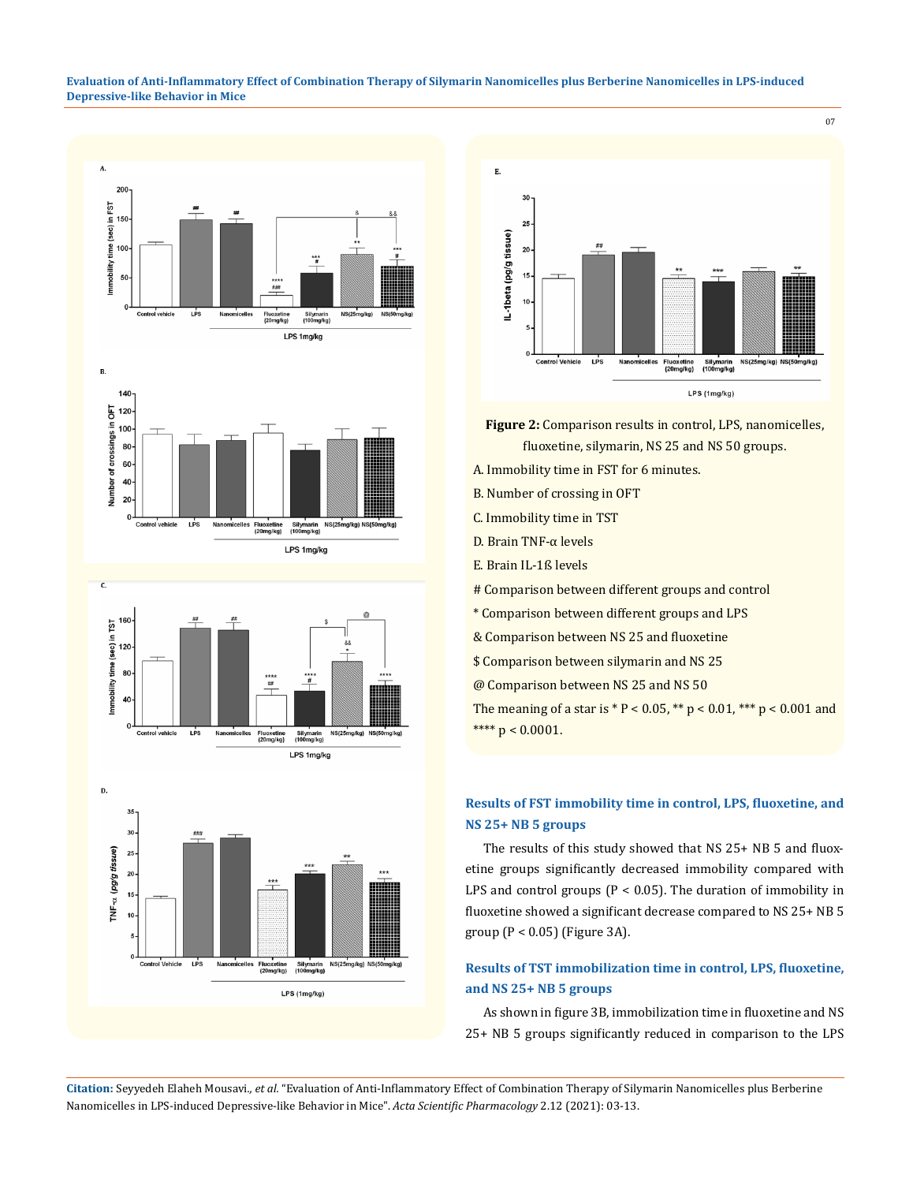**Figure 2:** Comparison results in control, LPS, nanomicelles, fluoxetine, silymarin, NS 25 and NS 50 groups.

A. Immobility time in FST for 6 minutes.

B. Number of crossing in OFT

C. Immobility time in TST

D. Brain TNF-α levels

E. Brain IL-1ß levels

# Comparison between different groups and control

* Comparison between different groups and LPS

& Comparison between NS 25 and fluoxetine

$ Comparison between silymarin and NS 25

@ Comparison between NS 25 and NS 50

The meaning of a star is * $P < 0.05$, ** $p < 0.01$, *** $p < 0.001$ and **** $p < 0.0001$.

### Results of FST immobility time in control, LPS, fluoxetine, and NS 25+ NB 5 groups

The results of this study showed that NS 25+ NB 5 and fluoxetine groups significantly decreased immobility compared with LPS and control groups ($P < 0.05$). The duration of immobility in fluoxetine showed a significant decrease compared to NS 25+ NB 5 group ($P < 0.05$) (Figure 3A).

### Results of TST immobilization time in control, LPS, fluoxetine, and NS 25+ NB 5 groups

As shown in figure 3B, immobilization time in fluoxetine and NS 25+ NB 5 groups significantly reduced in comparison to the LPS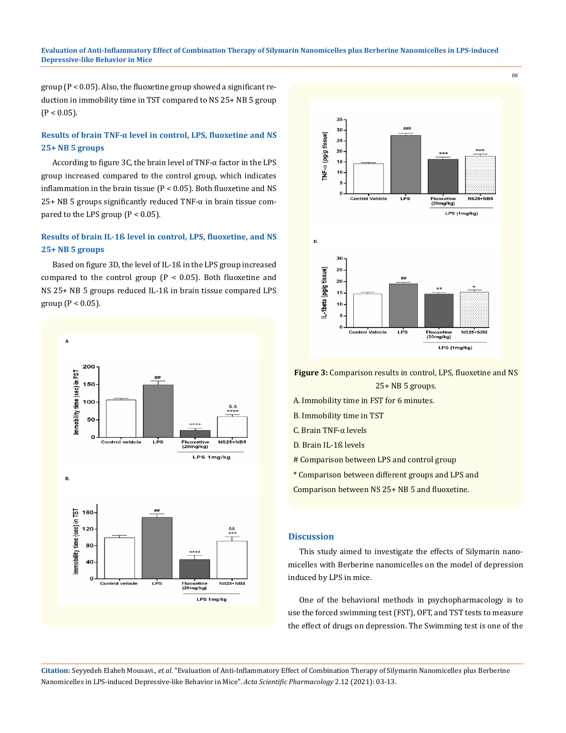group (P < 0.05). Also, the fluoxetine group showed a significant reduction in immobility time in TST compared to NS 25+ NB 5 group (P < 0.05).

### Results of brain TNF-α level in control, LPS, fluoxetine and NS 25+ NB 5 groups

According to figure 3C, the brain level of TNF-α factor in the LPS group increased compared to the control group, which indicates inflammation in the brain tissue (P < 0.05). Both fluoxetine and NS 25+ NB 5 groups significantly reduced TNF-α in brain tissue compared to the LPS group (P < 0.05).

### Results of brain IL-1ß level in control, LPS, fluoxetine, and NS 25+ NB 5 groups

Based on figure 3D, the level of IL-1ß in the LPS group increased compared to the control group (P < 0.05). Both fluoxetine and NS 25+ NB 5 groups reduced IL-1ß in brain tissue compared LPS group (P < 0.05).

**Figure 3:** Comparison results in control, LPS, fluoxetine and NS 25+ NB 5 groups.

A. Immobility time in FST for 6 minutes.

B. Immobility time in TST

C. Brain TNF-α levels

D. Brain IL-1ß levels

# Comparison between LPS and control group

* Comparison between different groups and LPS and

Comparison between NS 25+ NB 5 and fluoxetine.

## Discussion

This study aimed to investigate the effects of Silymarin nanomicelles with Berberine nanomicelles on the model of depression induced by LPS in mice.

One of the behavioral methods in psychopharmacology is to use the forced swimming test (FST), OFT, and TST tests to measure the effect of drugs on depression. The Swimming test is one of the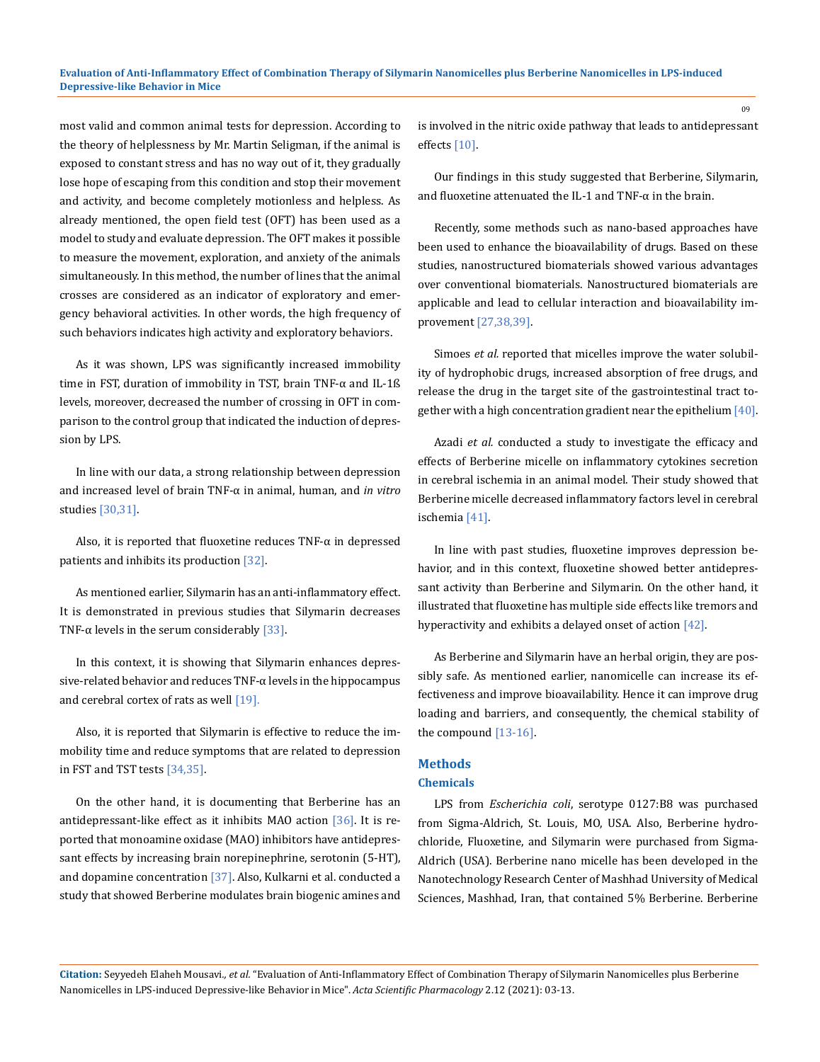most valid and common animal tests for depression. According to the theory of helplessness by Mr. Martin Seligman, if the animal is exposed to constant stress and has no way out of it, they gradually lose hope of escaping from this condition and stop their movement and activity, and become completely motionless and helpless. As already mentioned, the open field test (OFT) has been used as a model to study and evaluate depression. The OFT makes it possible to measure the movement, exploration, and anxiety of the animals simultaneously. In this method, the number of lines that the animal crosses are considered as an indicator of exploratory and emergency behavioral activities. In other words, the high frequency of such behaviors indicates high activity and exploratory behaviors.

As it was shown, LPS was significantly increased immobility time in FST, duration of immobility in TST, brain TNF-α and IL-1ß levels, moreover, decreased the number of crossing in OFT in comparison to the control group that indicated the induction of depression by LPS.

In line with our data, a strong relationship between depression and increased level of brain TNF-α in animal, human, and *in vitro* studies [30,31].

Also, it is reported that fluoxetine reduces TNF-α in depressed patients and inhibits its production [32].

As mentioned earlier, Silymarin has an anti-inflammatory effect. It is demonstrated in previous studies that Silymarin decreases TNF-α levels in the serum considerably [33].

In this context, it is showing that Silymarin enhances depressive-related behavior and reduces TNF-α levels in the hippocampus and cerebral cortex of rats as well [19].

Also, it is reported that Silymarin is effective to reduce the immobility time and reduce symptoms that are related to depression in FST and TST tests [34,35].

On the other hand, it is documenting that Berberine has an antidepressant-like effect as it inhibits MAO action [36]. It is reported that monoamine oxidase (MAO) inhibitors have antidepressant effects by increasing brain norepinephrine, serotonin (5-HT), and dopamine concentration [37]. Also, Kulkarni et al. conducted a study that showed Berberine modulates brain biogenic amines and is involved in the nitric oxide pathway that leads to antidepressant effects [10].

Our findings in this study suggested that Berberine, Silymarin, and fluoxetine attenuated the IL-1 and TNF-α in the brain.

Recently, some methods such as nano-based approaches have been used to enhance the bioavailability of drugs. Based on these studies, nanostructured biomaterials showed various advantages over conventional biomaterials. Nanostructured biomaterials are applicable and lead to cellular interaction and bioavailability improvement [27,38,39].

Simoes *et al.* reported that micelles improve the water solubility of hydrophobic drugs, increased absorption of free drugs, and release the drug in the target site of the gastrointestinal tract together with a high concentration gradient near the epithelium [40].

Azadi *et al.* conducted a study to investigate the efficacy and effects of Berberine micelle on inflammatory cytokines secretion in cerebral ischemia in an animal model. Their study showed that Berberine micelle decreased inflammatory factors level in cerebral ischemia [41].

In line with past studies, fluoxetine improves depression behavior, and in this context, fluoxetine showed better antidepressant activity than Berberine and Silymarin. On the other hand, it illustrated that fluoxetine has multiple side effects like tremors and hyperactivity and exhibits a delayed onset of action [42].

As Berberine and Silymarin have an herbal origin, they are possibly safe. As mentioned earlier, nanomicelle can increase its effectiveness and improve bioavailability. Hence it can improve drug loading and barriers, and consequently, the chemical stability of the compound [13-16].

## Methods

### Chemicals

LPS from *Escherichia coli*, serotype 0127:B8 was purchased from Sigma-Aldrich, St. Louis, MO, USA. Also, Berberine hydrochloride, Fluoxetine, and Silymarin were purchased from Sigma-Aldrich (USA). Berberine nano micelle has been developed in the Nanotechnology Research Center of Mashhad University of Medical Sciences, Mashhad, Iran, that contained 5% Berberine. Berberine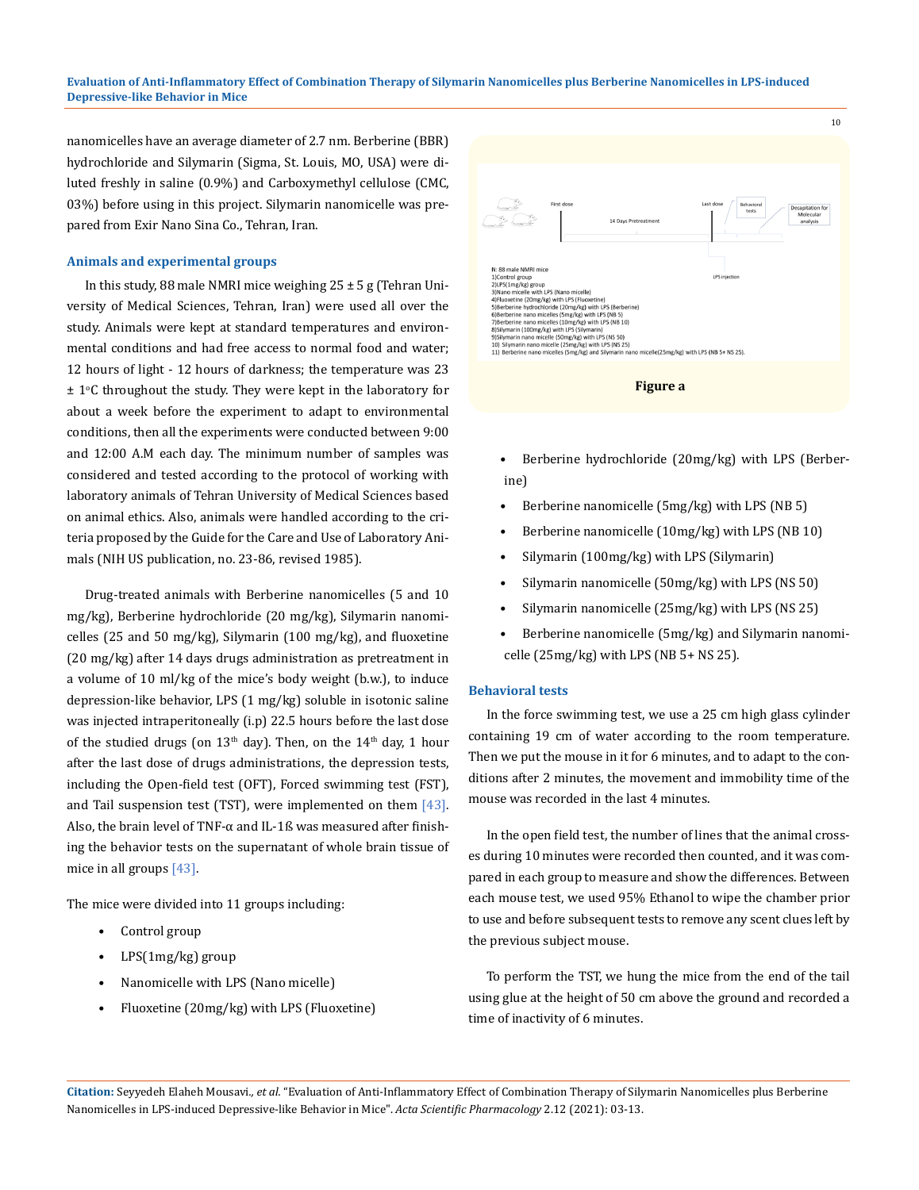nanomicelles have an average diameter of 2.7 nm. Berberine (BBR) hydrochloride and Silymarin (Sigma, St. Louis, MO, USA) were diluted freshly in saline (0.9%) and Carboxymethyl cellulose (CMC, 03%) before using in this project. Silymarin nanomicelle was prepared from Exir Nano Sina Co., Tehran, Iran.

### Animals and experimental groups

In this study, 88 male NMRI mice weighing 25 ± 5 g (Tehran University of Medical Sciences, Tehran, Iran) were used all over the study. Animals were kept at standard temperatures and environmental conditions and had free access to normal food and water; 12 hours of light - 12 hours of darkness; the temperature was 23 ± 1°C throughout the study. They were kept in the laboratory for about a week before the experiment to adapt to environmental conditions, then all the experiments were conducted between 9:00 and 12:00 A.M each day. The minimum number of samples was considered and tested according to the protocol of working with laboratory animals of Tehran University of Medical Sciences based on animal ethics. Also, animals were handled according to the criteria proposed by the Guide for the Care and Use of Laboratory Animals (NIH US publication, no. 23-86, revised 1985).

Drug-treated animals with Berberine nanomicelles (5 and 10 mg/kg), Berberine hydrochloride (20 mg/kg), Silymarin nanomicelles (25 and 50 mg/kg), Silymarin (100 mg/kg), and fluoxetine (20 mg/kg) after 14 days drugs administration as pretreatment in a volume of 10 ml/kg of the mice's body weight (b.w.), to induce depression-like behavior, LPS (1 mg/kg) soluble in isotonic saline was injected intraperitoneally (i.p) 22.5 hours before the last dose of the studied drugs (on 13th day). Then, on the 14th day, 1 hour after the last dose of drugs administrations, the depression tests, including the Open-field test (OFT), Forced swimming test (FST), and Tail suspension test (TST), were implemented on them [43]. Also, the brain level of TNF-α and IL-1ß was measured after finishing the behavior tests on the supernatant of whole brain tissue of mice in all groups [43].

The mice were divided into 11 groups including:

- Control group
- LPS(1mg/kg) group
- Nanomicelle with LPS (Nano micelle)
- Fluoxetine (20mg/kg) with LPS (Fluoxetine)

First dose — 14 Days Pretreatment — Last dose — Behavioral tests — Decapitation for Molecular analysis

LPS injection

N: 88 male NMRI mice
1)Control group
2)LPS(1mg/kg) group
3)Nano micelle with LPS (Nano micelle)
4)Fluoxetine (20mg/kg) with LPS (Fluoxetine)
5)Berberine hydrochloride (20mg/kg) with LPS (Berberine)
6)Berberine nano micelles (5mg/kg) with LPS (NB 5)
7)Berberine nano micelles (10mg/kg) with LPS (NB 10)
8)Silymarin (100mg/kg) with LPS (Silymarin)
9)Silymarin nano micelle (50mg/kg) with LPS (NS 50)
10) Silymarin nano micelle (25mg/kg) with LPS (NS 25)
11) Berberine nano micelles (5mg/kg) and Silymarin nano micelle(25mg/kg) with LPS (NB 5+ NS 25).

**Figure a**

- Berberine hydrochloride (20mg/kg) with LPS (Berberine)
- Berberine nanomicelle (5mg/kg) with LPS (NB 5)
- Berberine nanomicelle (10mg/kg) with LPS (NB 10)
- Silymarin (100mg/kg) with LPS (Silymarin)
- Silymarin nanomicelle (50mg/kg) with LPS (NS 50)
- Silymarin nanomicelle (25mg/kg) with LPS (NS 25)
- Berberine nanomicelle (5mg/kg) and Silymarin nanomicelle (25mg/kg) with LPS (NB 5+ NS 25).

### Behavioral tests

In the force swimming test, we use a 25 cm high glass cylinder containing 19 cm of water according to the room temperature. Then we put the mouse in it for 6 minutes, and to adapt to the conditions after 2 minutes, the movement and immobility time of the mouse was recorded in the last 4 minutes.

In the open field test, the number of lines that the animal crosses during 10 minutes were recorded then counted, and it was compared in each group to measure and show the differences. Between each mouse test, we used 95% Ethanol to wipe the chamber prior to use and before subsequent tests to remove any scent clues left by the previous subject mouse.

To perform the TST, we hung the mice from the end of the tail using glue at the height of 50 cm above the ground and recorded a time of inactivity of 6 minutes.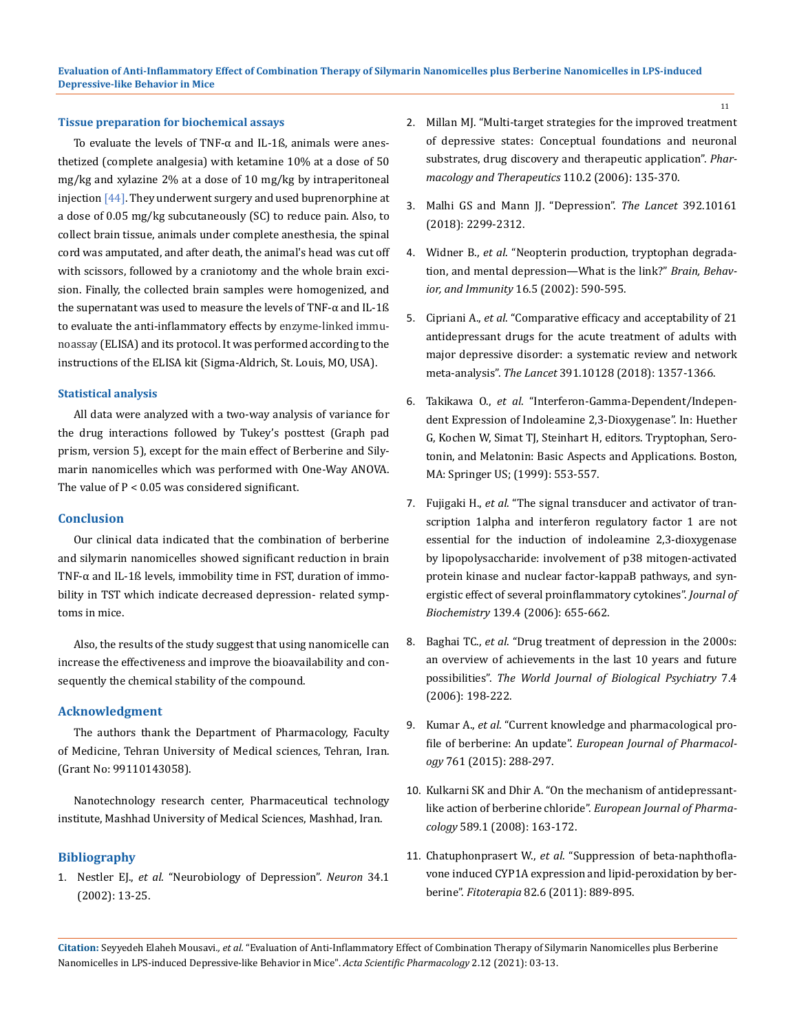### Tissue preparation for biochemical assays

To evaluate the levels of TNF-α and IL-1ß, animals were anesthetized (complete analgesia) with ketamine 10% at a dose of 50 mg/kg and xylazine 2% at a dose of 10 mg/kg by intraperitoneal injection [44]. They underwent surgery and used buprenorphine at a dose of 0.05 mg/kg subcutaneously (SC) to reduce pain. Also, to collect brain tissue, animals under complete anesthesia, the spinal cord was amputated, and after death, the animal's head was cut off with scissors, followed by a craniotomy and the whole brain excision. Finally, the collected brain samples were homogenized, and the supernatant was used to measure the levels of TNF-α and IL-1ß to evaluate the anti-inflammatory effects by enzyme-linked immunoassay (ELISA) and its protocol. It was performed according to the instructions of the ELISA kit (Sigma-Aldrich, St. Louis, MO, USA).

### Statistical analysis

All data were analyzed with a two-way analysis of variance for the drug interactions followed by Tukey's posttest (Graph pad prism, version 5), except for the main effect of Berberine and Silymarin nanomicelles which was performed with One-Way ANOVA. The value of $P < 0.05$ was considered significant.

## Conclusion

Our clinical data indicated that the combination of berberine and silymarin nanomicelles showed significant reduction in brain TNF-α and IL-1ß levels, immobility time in FST, duration of immobility in TST which indicate decreased depression- related symptoms in mice.

Also, the results of the study suggest that using nanomicelle can increase the effectiveness and improve the bioavailability and consequently the chemical stability of the compound.

## Acknowledgment

The authors thank the Department of Pharmacology, Faculty of Medicine, Tehran University of Medical sciences, Tehran, Iran. (Grant No: 99110143058).

Nanotechnology research center, Pharmaceutical technology institute, Mashhad University of Medical Sciences, Mashhad, Iran.

## Bibliography

1. Nestler EJ., *et al*. "Neurobiology of Depression". *Neuron* 34.1 (2002): 13-25.
2. Millan MJ. "Multi-target strategies for the improved treatment of depressive states: Conceptual foundations and neuronal substrates, drug discovery and therapeutic application". *Pharmacology and Therapeutics* 110.2 (2006): 135-370.
3. Malhi GS and Mann JJ. "Depression". *The Lancet* 392.10161 (2018): 2299-2312.
4. Widner B., *et al*. "Neopterin production, tryptophan degradation, and mental depression—What is the link?" *Brain, Behavior, and Immunity* 16.5 (2002): 590-595.
5. Cipriani A., *et al*. "Comparative efficacy and acceptability of 21 antidepressant drugs for the acute treatment of adults with major depressive disorder: a systematic review and network meta-analysis". *The Lancet* 391.10128 (2018): 1357-1366.
6. Takikawa O., *et al*. "Interferon-Gamma-Dependent/Independent Expression of Indoleamine 2,3-Dioxygenase". In: Huether G, Kochen W, Simat TJ, Steinhart H, editors. Tryptophan, Serotonin, and Melatonin: Basic Aspects and Applications. Boston, MA: Springer US; (1999): 553-557.
7. Fujigaki H., *et al*. "The signal transducer and activator of transcription 1alpha and interferon regulatory factor 1 are not essential for the induction of indoleamine 2,3-dioxygenase by lipopolysaccharide: involvement of p38 mitogen-activated protein kinase and nuclear factor-kappaB pathways, and synergistic effect of several proinflammatory cytokines". *Journal of Biochemistry* 139.4 (2006): 655-662.
8. Baghai TC., *et al*. "Drug treatment of depression in the 2000s: an overview of achievements in the last 10 years and future possibilities". *The World Journal of Biological Psychiatry* 7.4 (2006): 198-222.
9. Kumar A., *et al*. "Current knowledge and pharmacological profile of berberine: An update". *European Journal of Pharmacology* 761 (2015): 288-297.
10. Kulkarni SK and Dhir A. "On the mechanism of antidepressant-like action of berberine chloride". *European Journal of Pharmacology* 589.1 (2008): 163-172.
11. Chatuphonprasert W., *et al*. "Suppression of beta-naphthoflavone induced CYP1A expression and lipid-peroxidation by berberine". *Fitoterapia* 82.6 (2011): 889-895.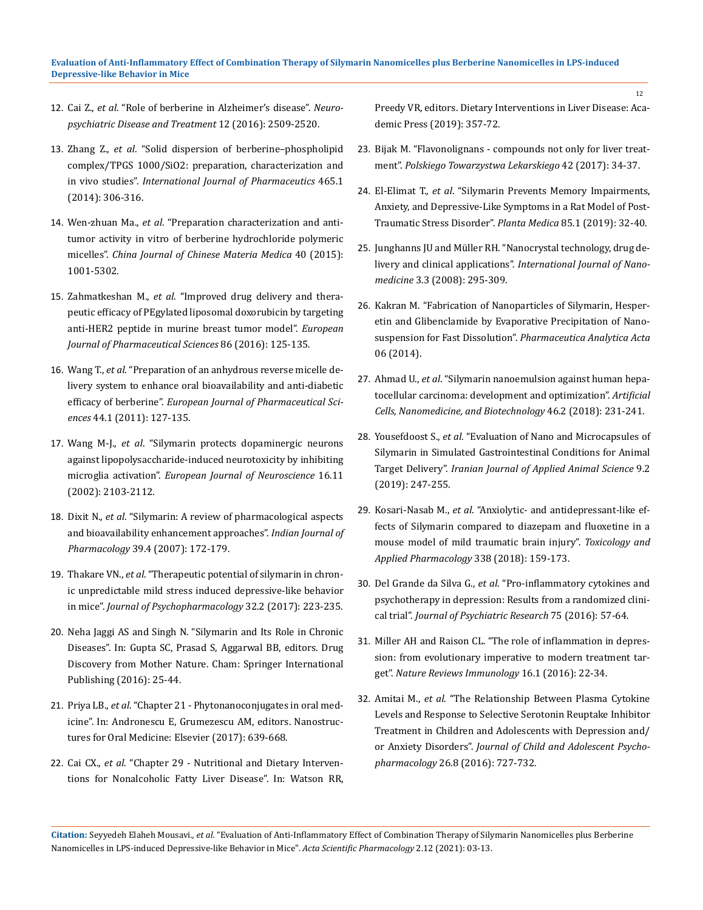12. Cai Z., *et al*. "Role of berberine in Alzheimer's disease". *Neuropsychiatric Disease and Treatment* 12 (2016): 2509-2520.
13. Zhang Z., *et al*. "Solid dispersion of berberine–phospholipid complex/TPGS 1000/SiO2: preparation, characterization and in vivo studies". *International Journal of Pharmaceutics* 465.1 (2014): 306-316.
14. Wen-zhuan Ma., *et al*. "Preparation characterization and antitumor activity in vitro of berberine hydrochloride polymeric micelles". *China Journal of Chinese Materia Medica* 40 (2015): 1001-5302.
15. Zahmatkeshan M., *et al*. "Improved drug delivery and therapeutic efficacy of PEgylated liposomal doxorubicin by targeting anti-HER2 peptide in murine breast tumor model". *European Journal of Pharmaceutical Sciences* 86 (2016): 125-135.
16. Wang T., *et al*. "Preparation of an anhydrous reverse micelle delivery system to enhance oral bioavailability and anti-diabetic efficacy of berberine". *European Journal of Pharmaceutical Sciences* 44.1 (2011): 127-135.
17. Wang M-J., *et al*. "Silymarin protects dopaminergic neurons against lipopolysaccharide-induced neurotoxicity by inhibiting microglia activation". *European Journal of Neuroscience* 16.11 (2002): 2103-2112.
18. Dixit N., *et al*. "Silymarin: A review of pharmacological aspects and bioavailability enhancement approaches". *Indian Journal of Pharmacology* 39.4 (2007): 172-179.
19. Thakare VN., *et al*. "Therapeutic potential of silymarin in chronic unpredictable mild stress induced depressive-like behavior in mice". *Journal of Psychopharmacology* 32.2 (2017): 223-235.
20. Neha Jaggi AS and Singh N. "Silymarin and Its Role in Chronic Diseases". In: Gupta SC, Prasad S, Aggarwal BB, editors. Drug Discovery from Mother Nature. Cham: Springer International Publishing (2016): 25-44.
21. Priya LB., *et al*. "Chapter 21 - Phytonanoconjugates in oral medicine". In: Andronescu E, Grumezescu AM, editors. Nanostructures for Oral Medicine: Elsevier (2017): 639-668.
22. Cai CX., *et al*. "Chapter 29 - Nutritional and Dietary Interventions for Nonalcoholic Fatty Liver Disease". In: Watson RR, Preedy VR, editors. Dietary Interventions in Liver Disease: Academic Press (2019): 357-72.
23. Bijak M. "Flavonolignans - compounds not only for liver treatment". *Polskiego Towarzystwa Lekarskiego* 42 (2017): 34-37.
24. El-Elimat T., *et al*. "Silymarin Prevents Memory Impairments, Anxiety, and Depressive-Like Symptoms in a Rat Model of Post-Traumatic Stress Disorder". *Planta Medica* 85.1 (2019): 32-40.
25. Junghanns JU and Müller RH. "Nanocrystal technology, drug delivery and clinical applications". *International Journal of Nanomedicine* 3.3 (2008): 295-309.
26. Kakran M. "Fabrication of Nanoparticles of Silymarin, Hesperetin and Glibenclamide by Evaporative Precipitation of Nanosuspension for Fast Dissolution". *Pharmaceutica Analytica Acta* 06 (2014).
27. Ahmad U., *et al*. "Silymarin nanoemulsion against human hepatocellular carcinoma: development and optimization". *Artificial Cells, Nanomedicine, and Biotechnology* 46.2 (2018): 231-241.
28. Yousefdoost S., *et al*. "Evaluation of Nano and Microcapsules of Silymarin in Simulated Gastrointestinal Conditions for Animal Target Delivery". *Iranian Journal of Applied Animal Science* 9.2 (2019): 247-255.
29. Kosari-Nasab M., *et al*. "Anxiolytic- and antidepressant-like effects of Silymarin compared to diazepam and fluoxetine in a mouse model of mild traumatic brain injury". *Toxicology and Applied Pharmacology* 338 (2018): 159-173.
30. Del Grande da Silva G., *et al*. "Pro-inflammatory cytokines and psychotherapy in depression: Results from a randomized clinical trial". *Journal of Psychiatric Research* 75 (2016): 57-64.
31. Miller AH and Raison CL. "The role of inflammation in depression: from evolutionary imperative to modern treatment target". *Nature Reviews Immunology* 16.1 (2016): 22-34.
32. Amitai M., *et al*. "The Relationship Between Plasma Cytokine Levels and Response to Selective Serotonin Reuptake Inhibitor Treatment in Children and Adolescents with Depression and/or Anxiety Disorders". *Journal of Child and Adolescent Psychopharmacology* 26.8 (2016): 727-732.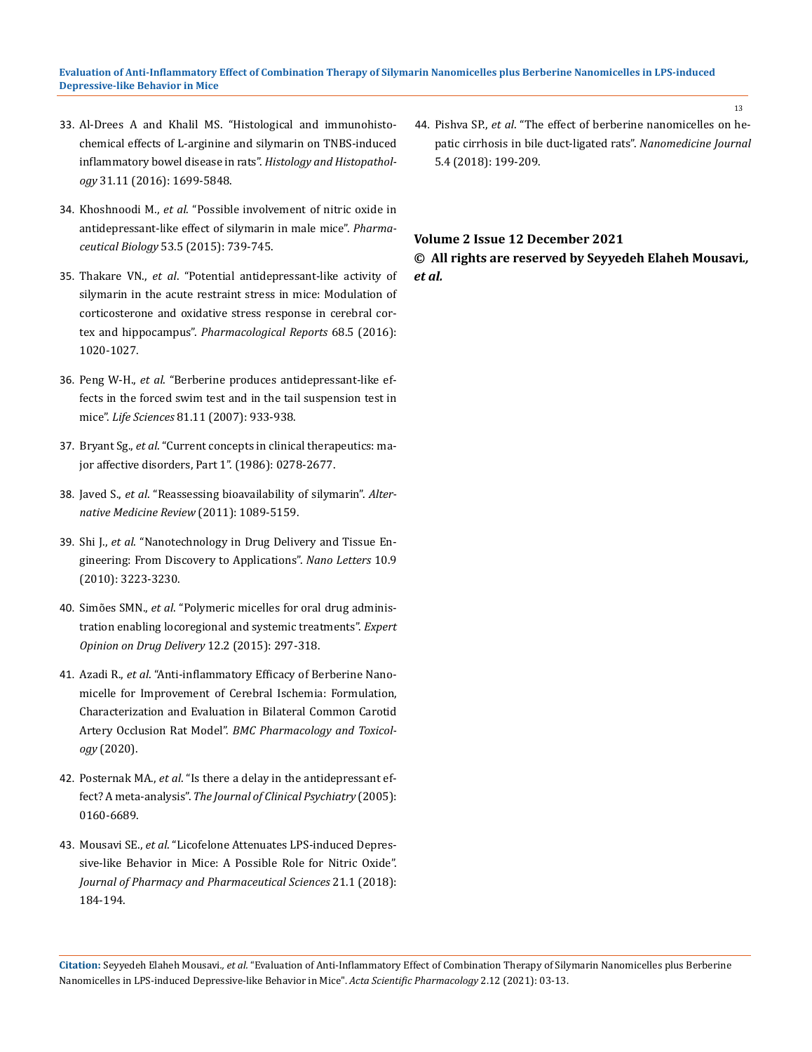33. Al-Drees A and Khalil MS. "Histological and immunohistochemical effects of L-arginine and silymarin on TNBS-induced inflammatory bowel disease in rats". *Histology and Histopathology* 31.11 (2016): 1699-5848.

34. Khoshnoodi M., *et al.* "Possible involvement of nitric oxide in antidepressant-like effect of silymarin in male mice". *Pharmaceutical Biology* 53.5 (2015): 739-745.

35. Thakare VN., *et al*. "Potential antidepressant-like activity of silymarin in the acute restraint stress in mice: Modulation of corticosterone and oxidative stress response in cerebral cortex and hippocampus". *Pharmacological Reports* 68.5 (2016): 1020-1027.

36. Peng W-H., *et al.* "Berberine produces antidepressant-like effects in the forced swim test and in the tail suspension test in mice". *Life Sciences* 81.11 (2007): 933-938.

37. Bryant Sg., *et al*. "Current concepts in clinical therapeutics: major affective disorders, Part 1". (1986): 0278-2677.

38. Javed S., *et al*. "Reassessing bioavailability of silymarin". *Alternative Medicine Review* (2011): 1089-5159.

39. Shi J., *et al*. "Nanotechnology in Drug Delivery and Tissue Engineering: From Discovery to Applications". *Nano Letters* 10.9 (2010): 3223-3230.

40. Simões SMN., *et al*. "Polymeric micelles for oral drug administration enabling locoregional and systemic treatments". *Expert Opinion on Drug Delivery* 12.2 (2015): 297-318.

41. Azadi R., *et al*. "Anti-inflammatory Efficacy of Berberine Nanomicelle for Improvement of Cerebral Ischemia: Formulation, Characterization and Evaluation in Bilateral Common Carotid Artery Occlusion Rat Model". *BMC Pharmacology and Toxicology* (2020).

42. Posternak MA., *et al*. "Is there a delay in the antidepressant effect? A meta-analysis". *The Journal of Clinical Psychiatry* (2005): 0160-6689.

43. Mousavi SE., *et al*. "Licofelone Attenuates LPS-induced Depressive-like Behavior in Mice: A Possible Role for Nitric Oxide". *Journal of Pharmacy and Pharmaceutical Sciences* 21.1 (2018): 184-194.

44. Pishva SP., *et al*. "The effect of berberine nanomicelles on hepatic cirrhosis in bile duct-ligated rats". *Nanomedicine Journal* 5.4 (2018): 199-209.

**Volume 2 Issue 12 December 2021**

**© All rights are reserved by Seyyedeh Elaheh Mousavi., *et al.***